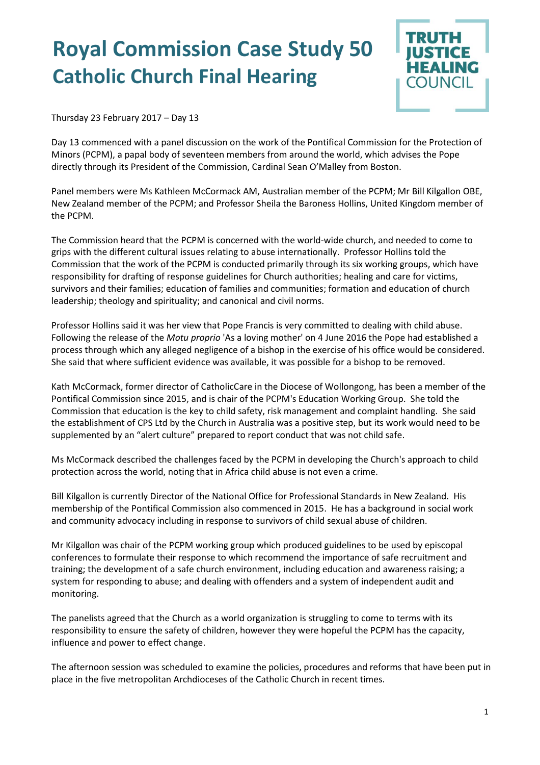# Royal Commission Case Study 50
# Catholic Church Final Hearing

TRUTH JUSTICE HEALING COUNCIL

Thursday 23 February 2017 – Day 13

Day 13 commenced with a panel discussion on the work of the Pontifical Commission for the Protection of Minors (PCPM), a papal body of seventeen members from around the world, which advises the Pope directly through its President of the Commission, Cardinal Sean O'Malley from Boston.

Panel members were Ms Kathleen McCormack AM, Australian member of the PCPM; Mr Bill Kilgallon OBE, New Zealand member of the PCPM; and Professor Sheila the Baroness Hollins, United Kingdom member of the PCPM.

The Commission heard that the PCPM is concerned with the world-wide church, and needed to come to grips with the different cultural issues relating to abuse internationally. Professor Hollins told the Commission that the work of the PCPM is conducted primarily through its six working groups, which have responsibility for drafting of response guidelines for Church authorities; healing and care for victims, survivors and their families; education of families and communities; formation and education of church leadership; theology and spirituality; and canonical and civil norms.

Professor Hollins said it was her view that Pope Francis is very committed to dealing with child abuse. Following the release of the *Motu proprio* 'As a loving mother' on 4 June 2016 the Pope had established a process through which any alleged negligence of a bishop in the exercise of his office would be considered. She said that where sufficient evidence was available, it was possible for a bishop to be removed.

Kath McCormack, former director of CatholicCare in the Diocese of Wollongong, has been a member of the Pontifical Commission since 2015, and is chair of the PCPM's Education Working Group. She told the Commission that education is the key to child safety, risk management and complaint handling. She said the establishment of CPS Ltd by the Church in Australia was a positive step, but its work would need to be supplemented by an "alert culture" prepared to report conduct that was not child safe.

Ms McCormack described the challenges faced by the PCPM in developing the Church's approach to child protection across the world, noting that in Africa child abuse is not even a crime.

Bill Kilgallon is currently Director of the National Office for Professional Standards in New Zealand. His membership of the Pontifical Commission also commenced in 2015. He has a background in social work and community advocacy including in response to survivors of child sexual abuse of children.

Mr Kilgallon was chair of the PCPM working group which produced guidelines to be used by episcopal conferences to formulate their response to which recommend the importance of safe recruitment and training; the development of a safe church environment, including education and awareness raising; a system for responding to abuse; and dealing with offenders and a system of independent audit and monitoring.

The panelists agreed that the Church as a world organization is struggling to come to terms with its responsibility to ensure the safety of children, however they were hopeful the PCPM has the capacity, influence and power to effect change.

The afternoon session was scheduled to examine the policies, procedures and reforms that have been put in place in the five metropolitan Archdioceses of the Catholic Church in recent times.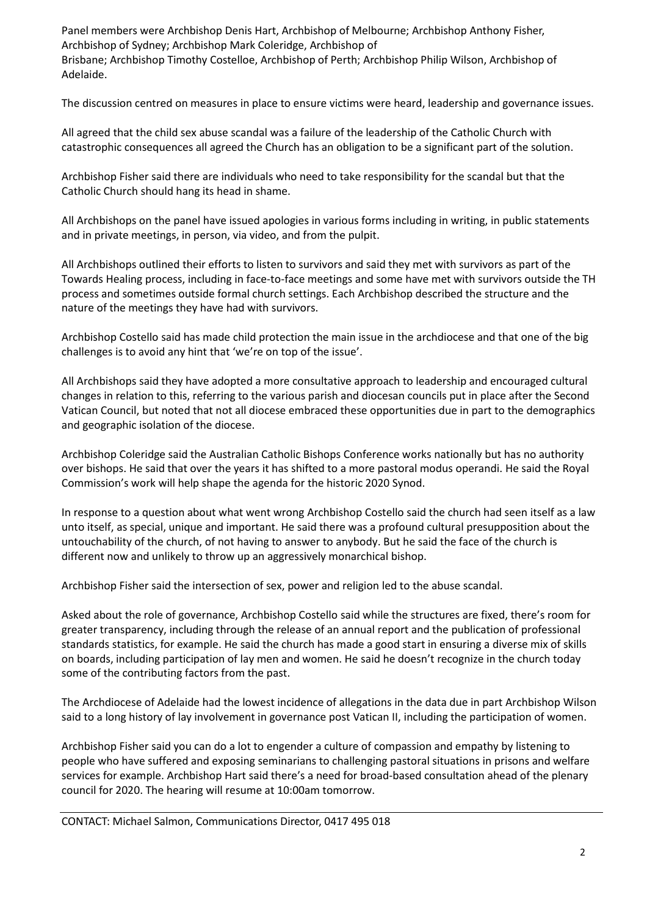Panel members were Archbishop Denis Hart, Archbishop of Melbourne; Archbishop Anthony Fisher, Archbishop of Sydney; Archbishop Mark Coleridge, Archbishop of Brisbane; Archbishop Timothy Costelloe, Archbishop of Perth; Archbishop Philip Wilson, Archbishop of Adelaide.

The discussion centred on measures in place to ensure victims were heard, leadership and governance issues.

All agreed that the child sex abuse scandal was a failure of the leadership of the Catholic Church with catastrophic consequences all agreed the Church has an obligation to be a significant part of the solution.

Archbishop Fisher said there are individuals who need to take responsibility for the scandal but that the Catholic Church should hang its head in shame.

All Archbishops on the panel have issued apologies in various forms including in writing, in public statements and in private meetings, in person, via video, and from the pulpit.

All Archbishops outlined their efforts to listen to survivors and said they met with survivors as part of the Towards Healing process, including in face-to-face meetings and some have met with survivors outside the TH process and sometimes outside formal church settings. Each Archbishop described the structure and the nature of the meetings they have had with survivors.

Archbishop Costello said has made child protection the main issue in the archdiocese and that one of the big challenges is to avoid any hint that 'we're on top of the issue'.

All Archbishops said they have adopted a more consultative approach to leadership and encouraged cultural changes in relation to this, referring to the various parish and diocesan councils put in place after the Second Vatican Council, but noted that not all diocese embraced these opportunities due in part to the demographics and geographic isolation of the diocese.

Archbishop Coleridge said the Australian Catholic Bishops Conference works nationally but has no authority over bishops. He said that over the years it has shifted to a more pastoral modus operandi. He said the Royal Commission's work will help shape the agenda for the historic 2020 Synod.

In response to a question about what went wrong Archbishop Costello said the church had seen itself as a law unto itself, as special, unique and important. He said there was a profound cultural presupposition about the untouchability of the church, of not having to answer to anybody. But he said the face of the church is different now and unlikely to throw up an aggressively monarchical bishop.

Archbishop Fisher said the intersection of sex, power and religion led to the abuse scandal.

Asked about the role of governance, Archbishop Costello said while the structures are fixed, there's room for greater transparency, including through the release of an annual report and the publication of professional standards statistics, for example. He said the church has made a good start in ensuring a diverse mix of skills on boards, including participation of lay men and women. He said he doesn't recognize in the church today some of the contributing factors from the past.

The Archdiocese of Adelaide had the lowest incidence of allegations in the data due in part Archbishop Wilson said to a long history of lay involvement in governance post Vatican II, including the participation of women.

Archbishop Fisher said you can do a lot to engender a culture of compassion and empathy by listening to people who have suffered and exposing seminarians to challenging pastoral situations in prisons and welfare services for example. Archbishop Hart said there's a need for broad-based consultation ahead of the plenary council for 2020. The hearing will resume at 10:00am tomorrow.

---

CONTACT: Michael Salmon, Communications Director, 0417 495 018